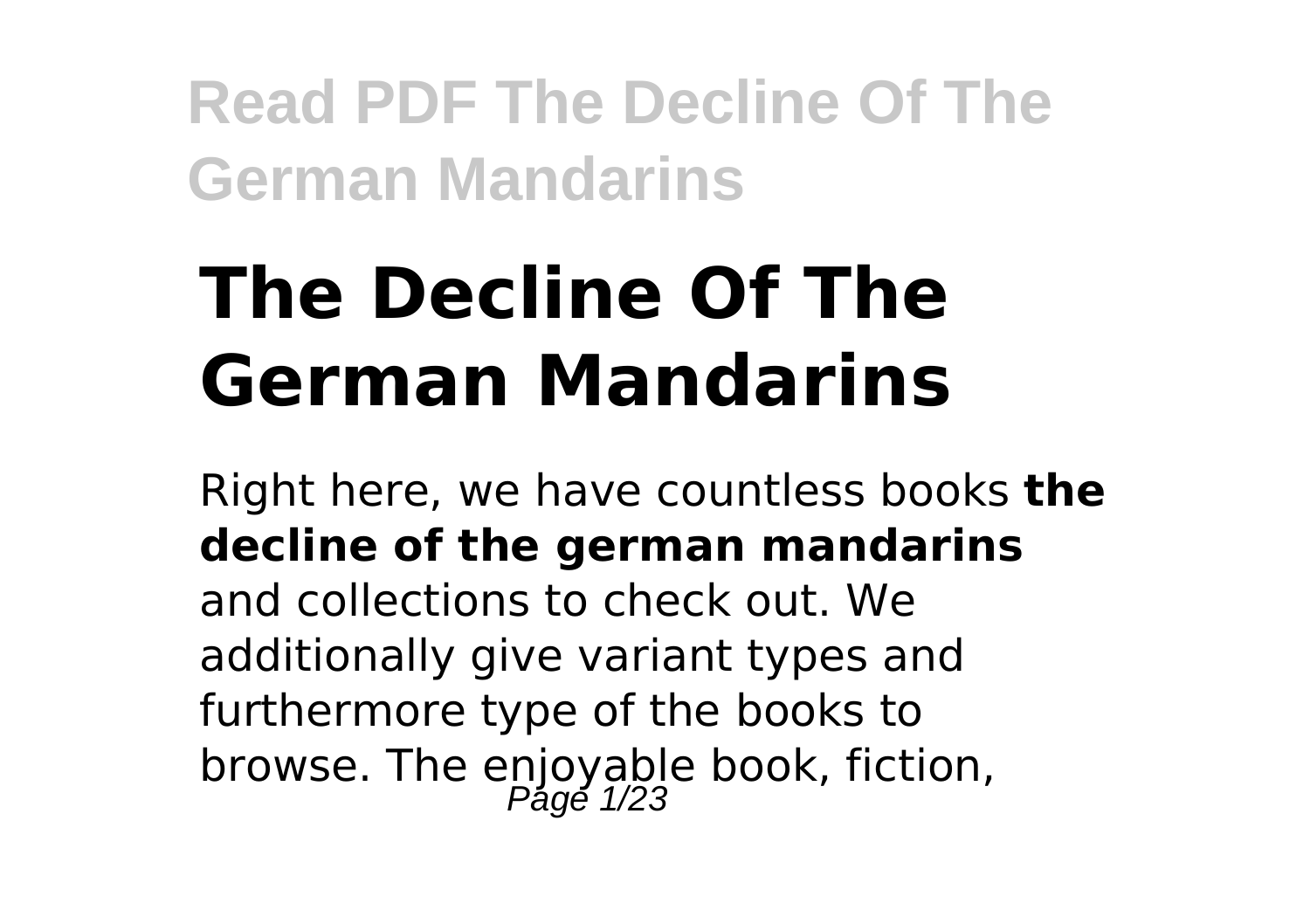# The Decline Of The German Mandarins

Right here, we have countless books **the decline of the german mandarins** and collections to check out. We additionally give variant types and furthermore type of the books to browse. The enjoyable book, fiction,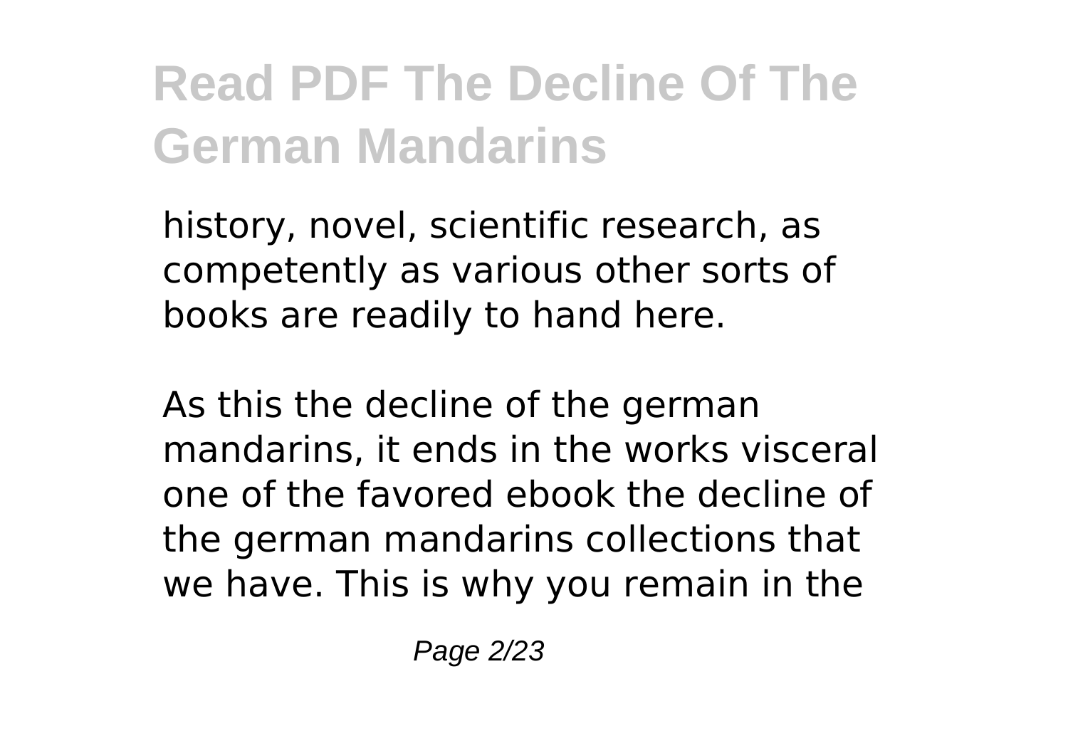history, novel, scientific research, as competently as various other sorts of books are readily to hand here.

As this the decline of the german mandarins, it ends in the works visceral one of the favored ebook the decline of the german mandarins collections that we have. This is why you remain in the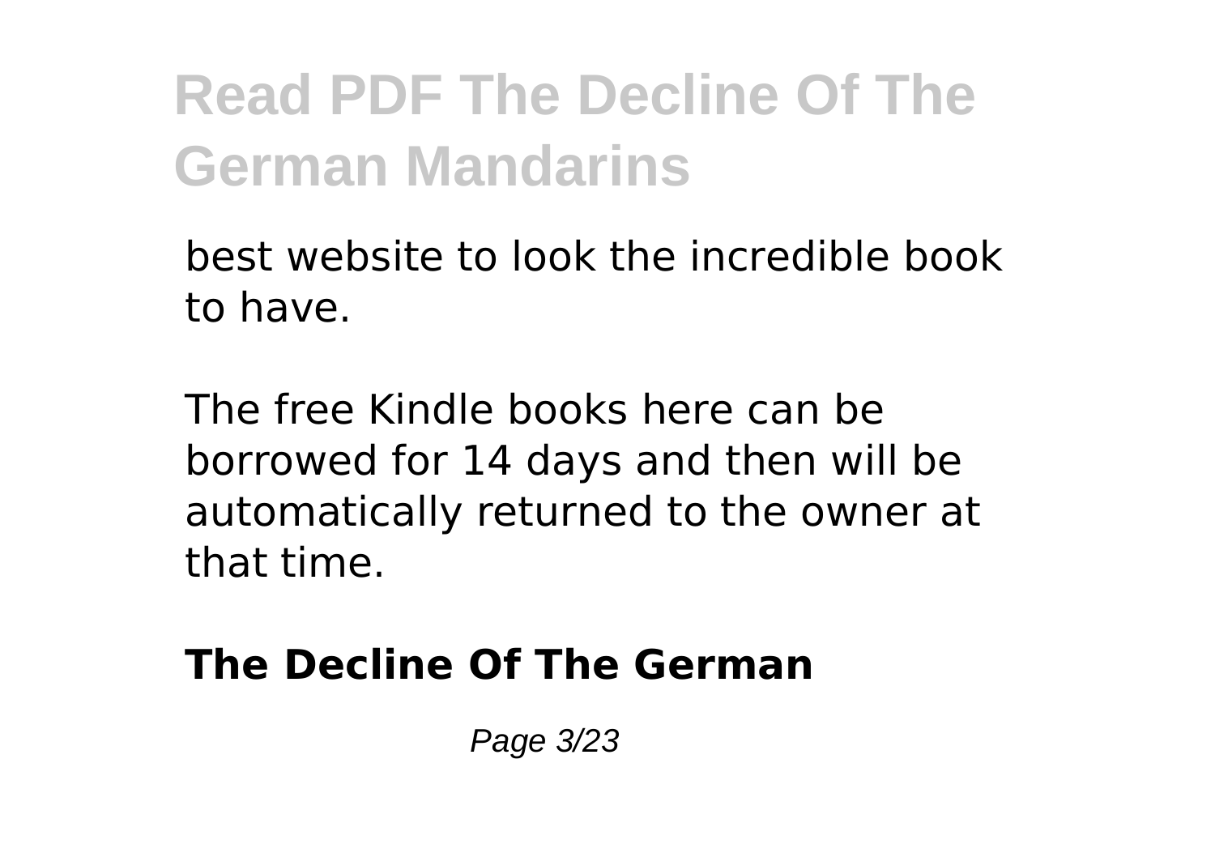best website to look the incredible book to have.

The free Kindle books here can be borrowed for 14 days and then will be automatically returned to the owner at that time.

**The Decline Of The German**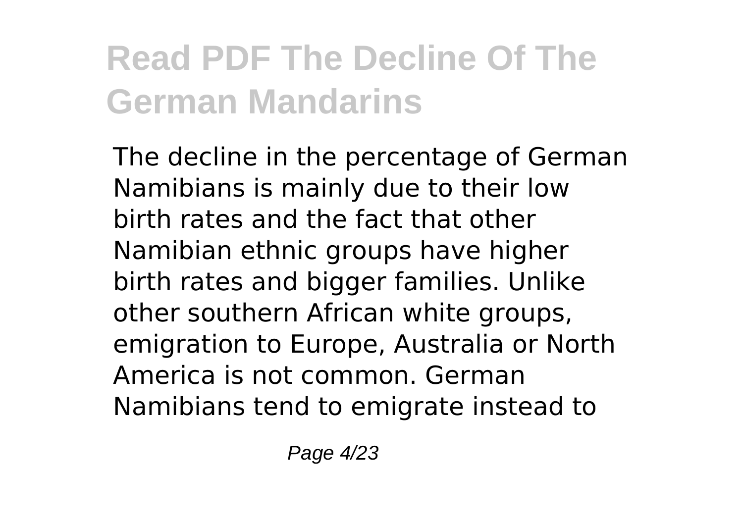# Read PDF The Decline Of The German Mandarins

The decline in the percentage of German Namibians is mainly due to their low birth rates and the fact that other Namibian ethnic groups have higher birth rates and bigger families. Unlike other southern African white groups, emigration to Europe, Australia or North America is not common. German Namibians tend to emigrate instead to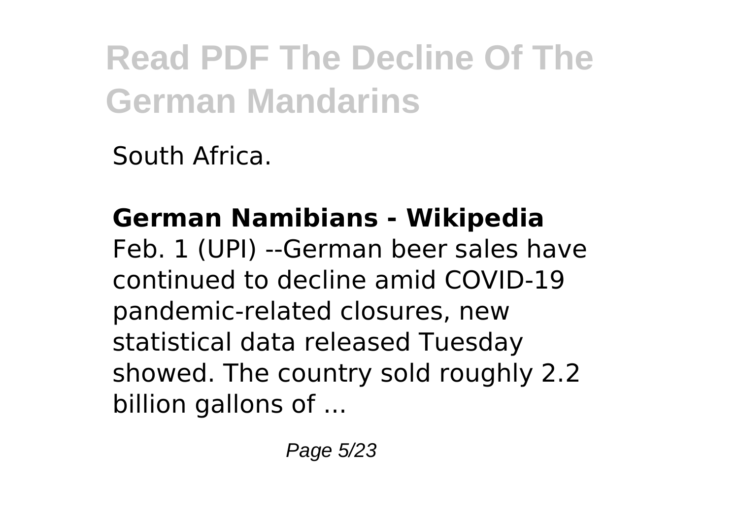South Africa.

**German Namibians - Wikipedia**
Feb. 1 (UPI) --German beer sales have continued to decline amid COVID-19 pandemic-related closures, new statistical data released Tuesday showed. The country sold roughly 2.2 billion gallons of ...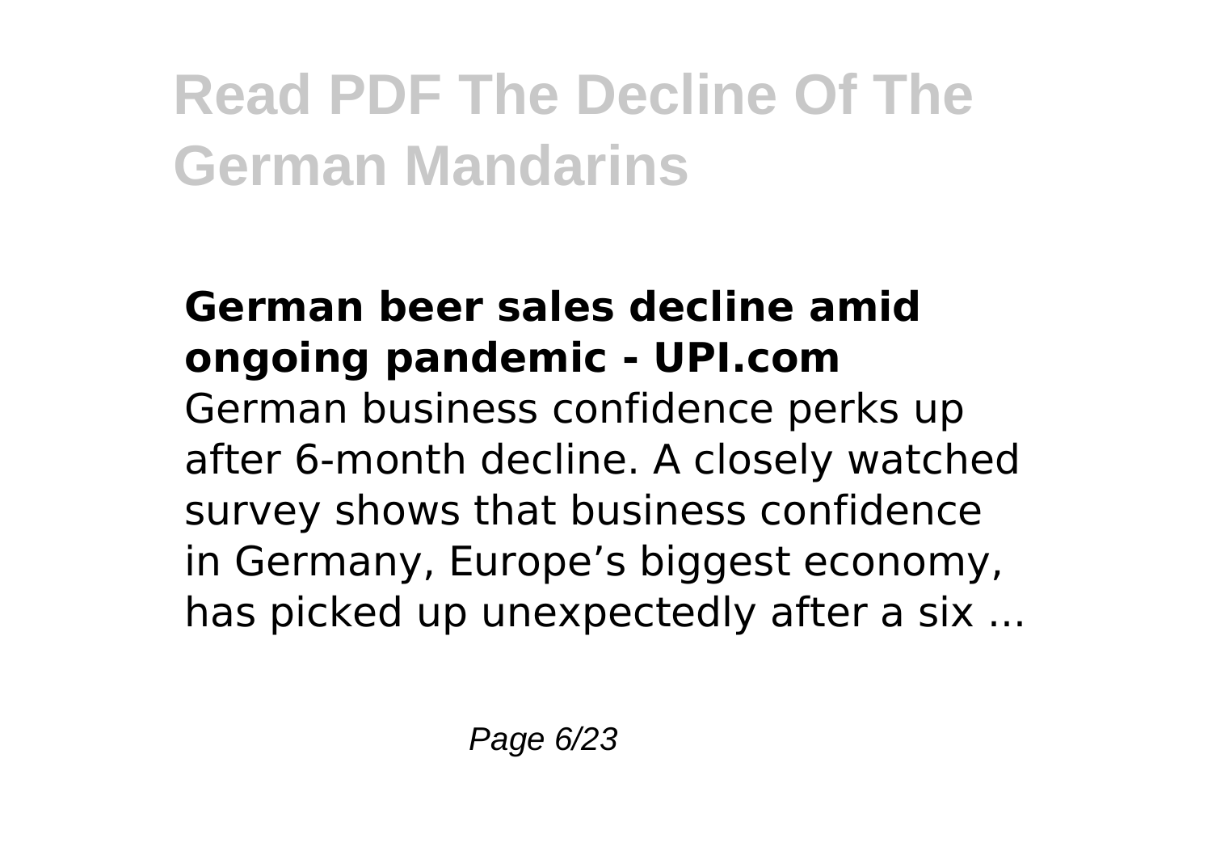### German beer sales decline amid ongoing pandemic - UPI.com

German business confidence perks up after 6-month decline. A closely watched survey shows that business confidence in Germany, Europe’s biggest economy, has picked up unexpectedly after a six ...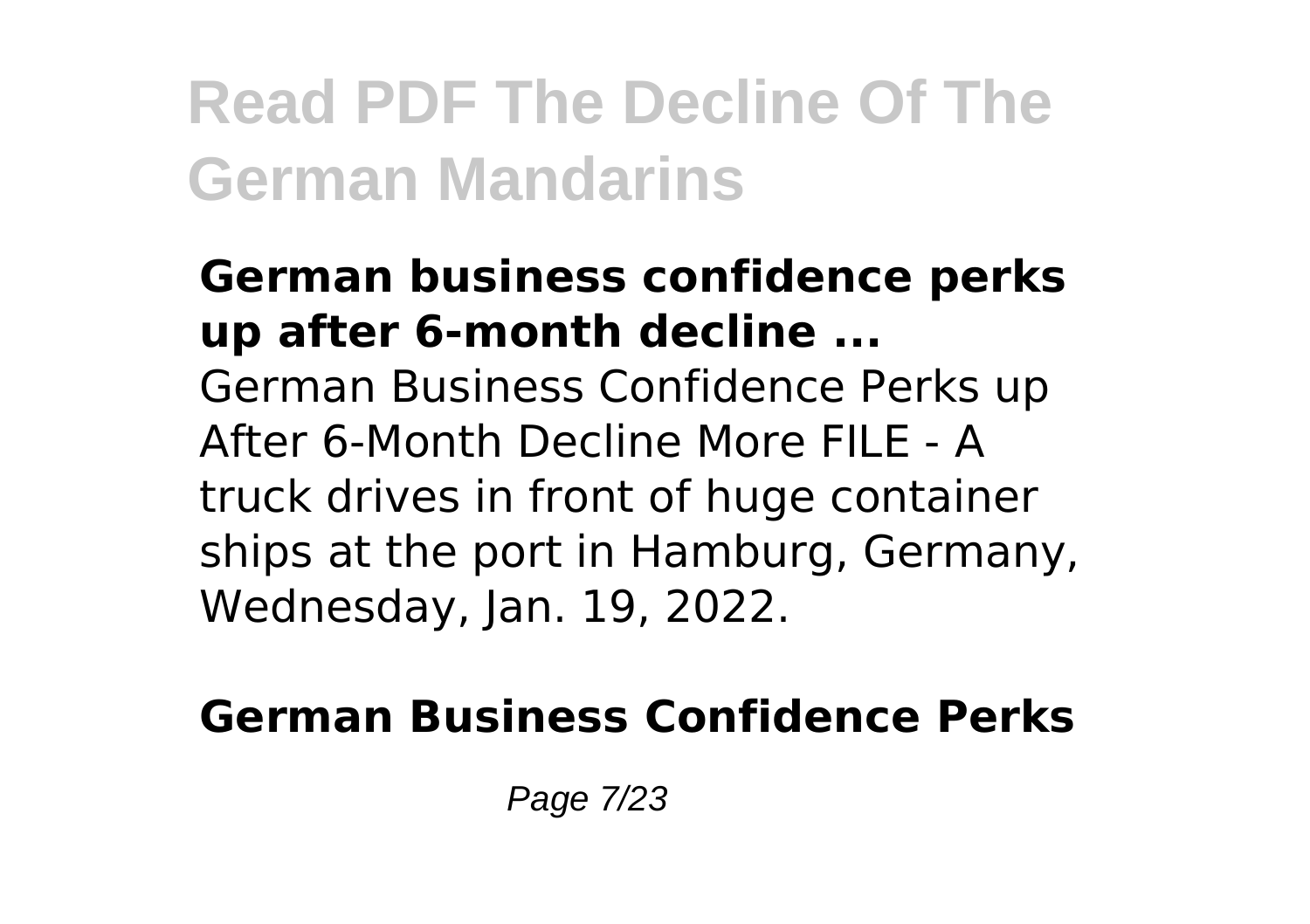**German business confidence perks up after 6-month decline ...**

German Business Confidence Perks up After 6-Month Decline More FILE - A truck drives in front of huge container ships at the port in Hamburg, Germany, Wednesday, Jan. 19, 2022.

**German Business Confidence Perks**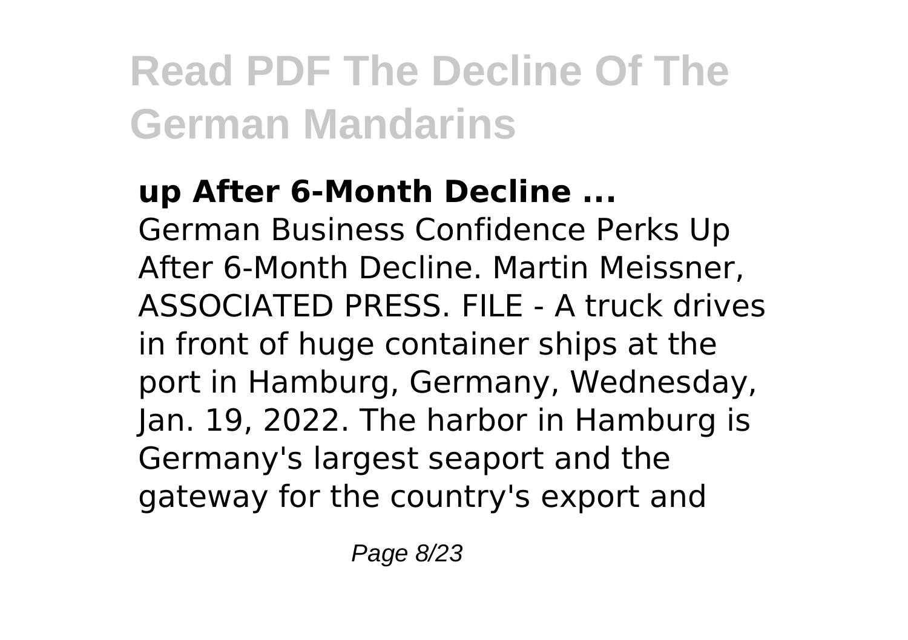**up After 6-Month Decline ...**

German Business Confidence Perks Up After 6-Month Decline. Martin Meissner, ASSOCIATED PRESS. FILE - A truck drives in front of huge container ships at the port in Hamburg, Germany, Wednesday, Jan. 19, 2022. The harbor in Hamburg is Germany's largest seaport and the gateway for the country's export and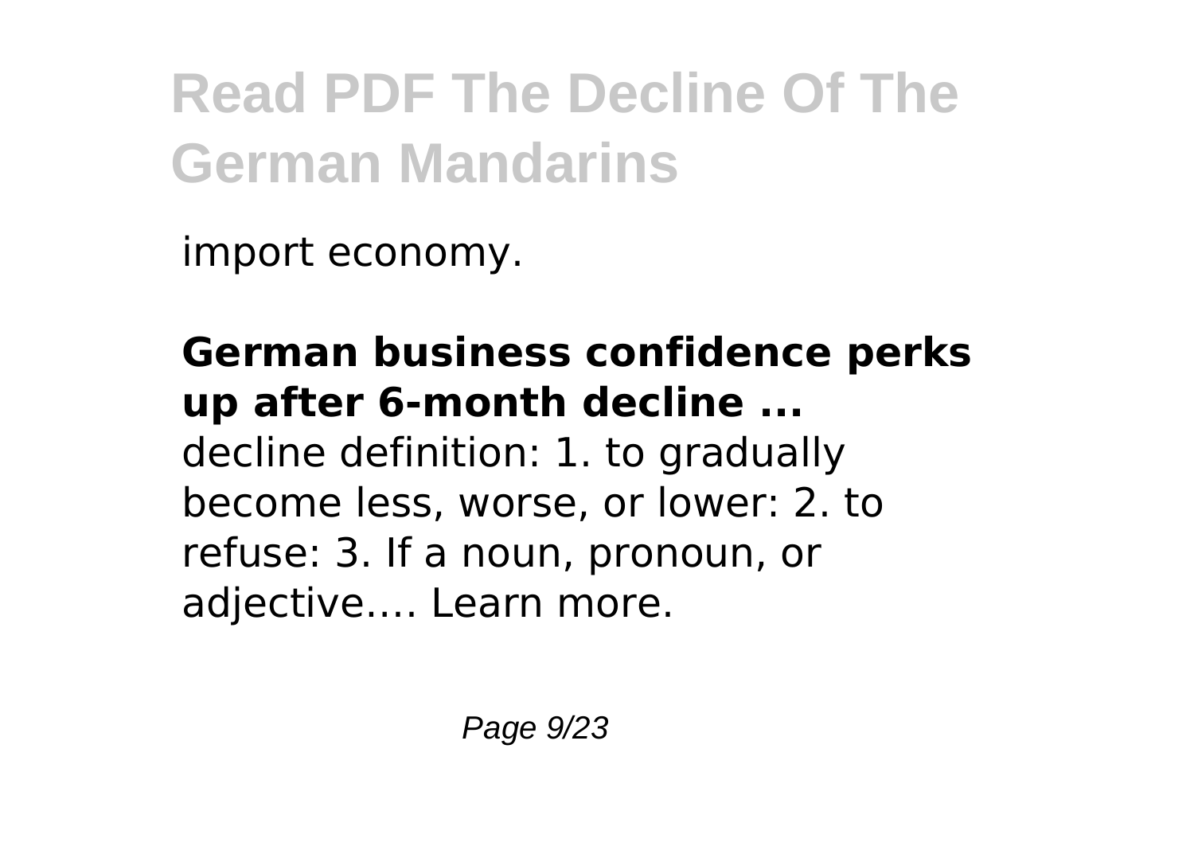import economy.

**German business confidence perks up after 6-month decline ...**
decline definition: 1. to gradually become less, worse, or lower: 2. to refuse: 3. If a noun, pronoun, or adjective…. Learn more.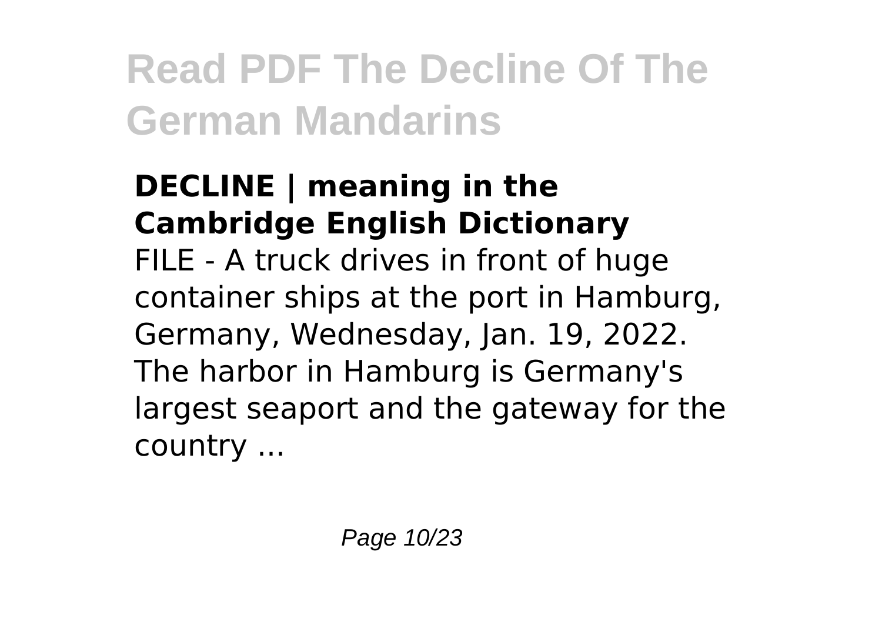# Read PDF The Decline Of The German Mandarins

**DECLINE | meaning in the Cambridge English Dictionary**

FILE - A truck drives in front of huge container ships at the port in Hamburg, Germany, Wednesday, Jan. 19, 2022. The harbor in Hamburg is Germany's largest seaport and the gateway for the country ...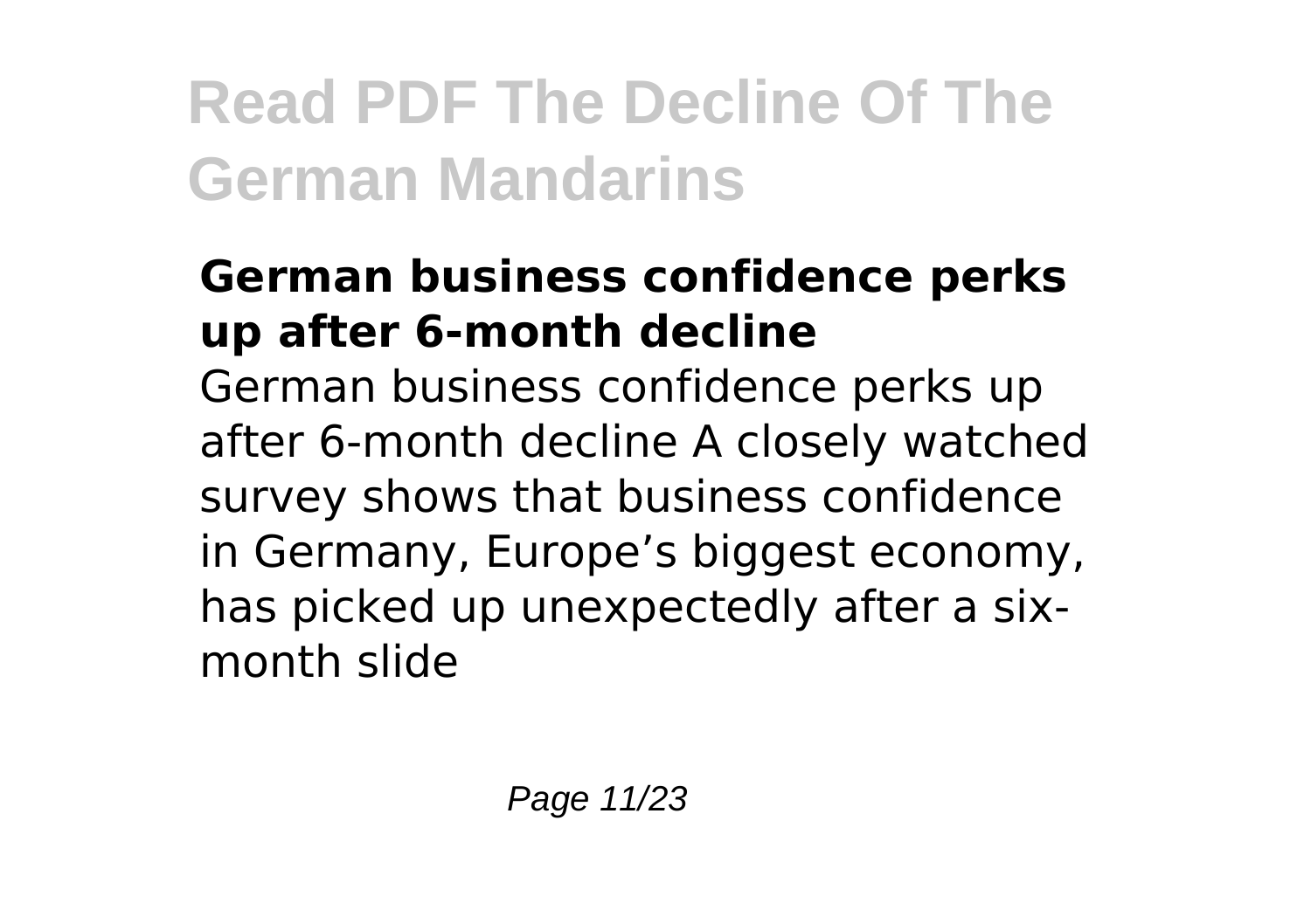### German business confidence perks up after 6-month decline

German business confidence perks up after 6-month decline A closely watched survey shows that business confidence in Germany, Europe’s biggest economy, has picked up unexpectedly after a six-month slide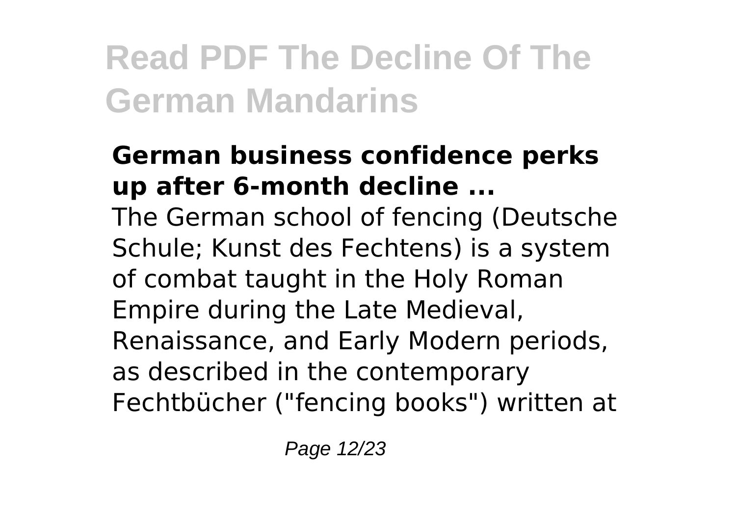### German business confidence perks up after 6-month decline ...

The German school of fencing (Deutsche Schule; Kunst des Fechtens) is a system of combat taught in the Holy Roman Empire during the Late Medieval, Renaissance, and Early Modern periods, as described in the contemporary Fechtbücher ("fencing books") written at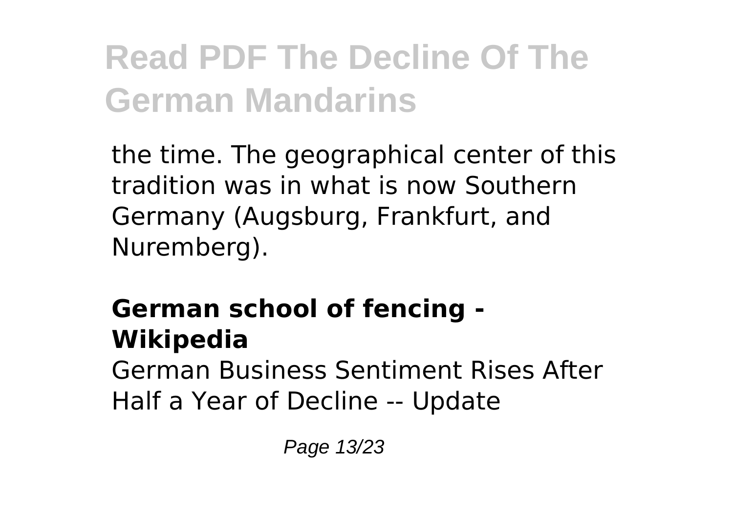the time. The geographical center of this tradition was in what is now Southern Germany (Augsburg, Frankfurt, and Nuremberg).

**German school of fencing - Wikipedia**

German Business Sentiment Rises After Half a Year of Decline -- Update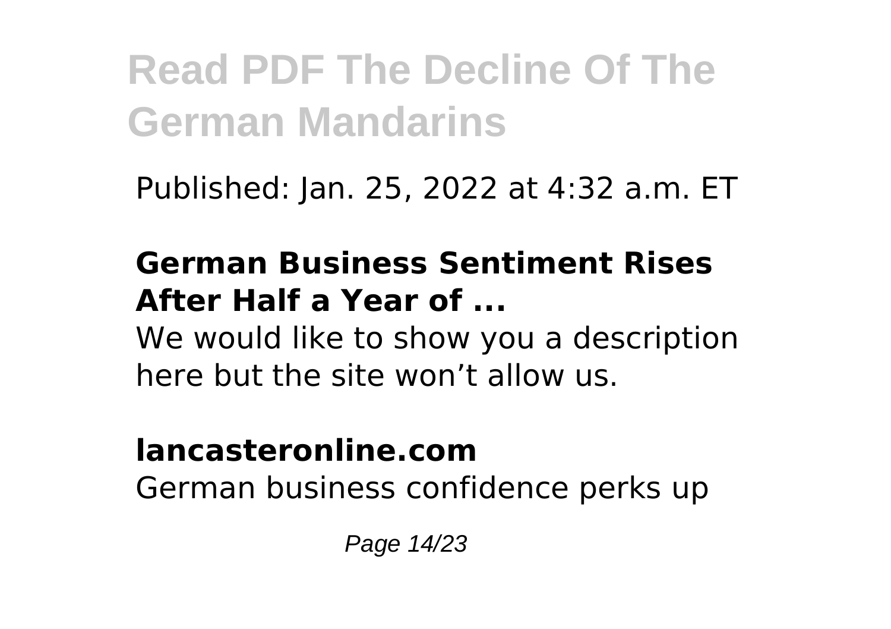Published: Jan. 25, 2022 at 4:32 a.m. ET

**German Business Sentiment Rises After Half a Year of ...**

We would like to show you a description here but the site won't allow us.

**lancasteronline.com**

German business confidence perks up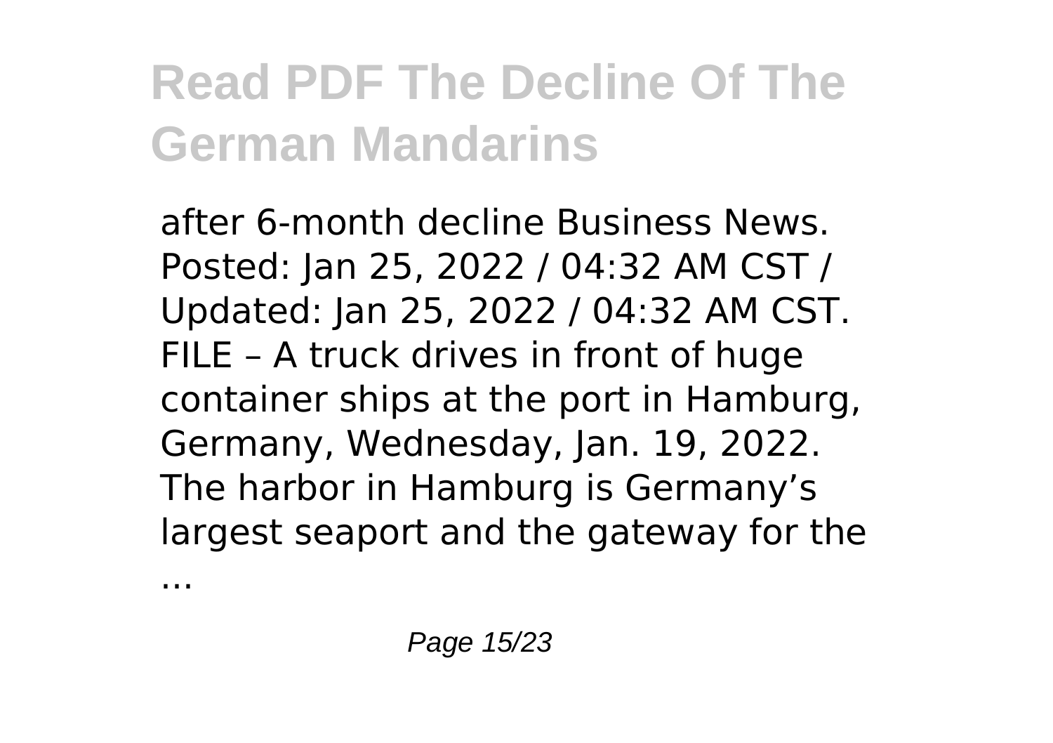after 6-month decline Business News. Posted: Jan 25, 2022 / 04:32 AM CST / Updated: Jan 25, 2022 / 04:32 AM CST. FILE – A truck drives in front of huge container ships at the port in Hamburg, Germany, Wednesday, Jan. 19, 2022. The harbor in Hamburg is Germany's largest seaport and the gateway for the

...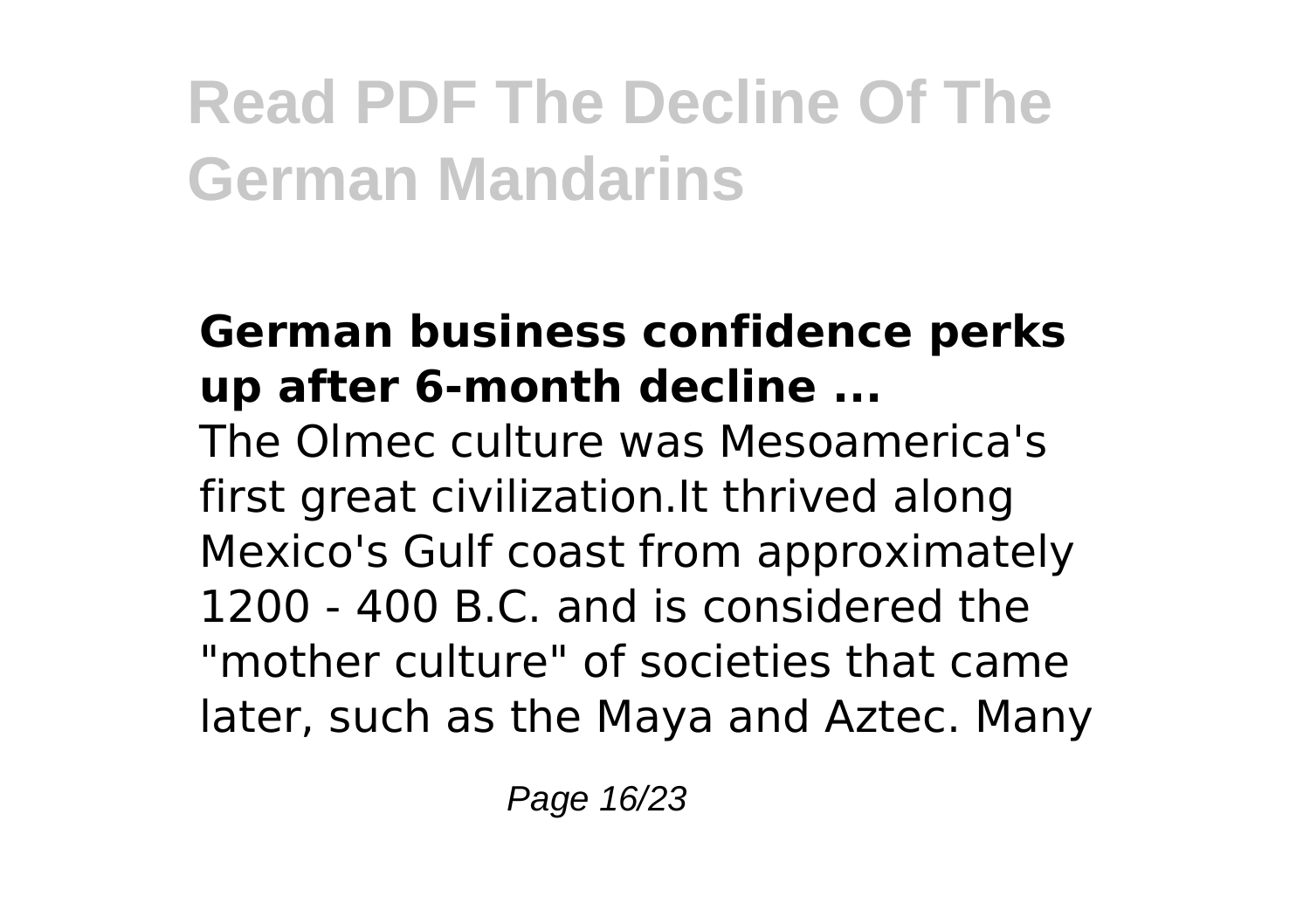### German business confidence perks up after 6-month decline ...

The Olmec culture was Mesoamerica's first great civilization.It thrived along Mexico's Gulf coast from approximately 1200 - 400 B.C. and is considered the "mother culture" of societies that came later, such as the Maya and Aztec. Many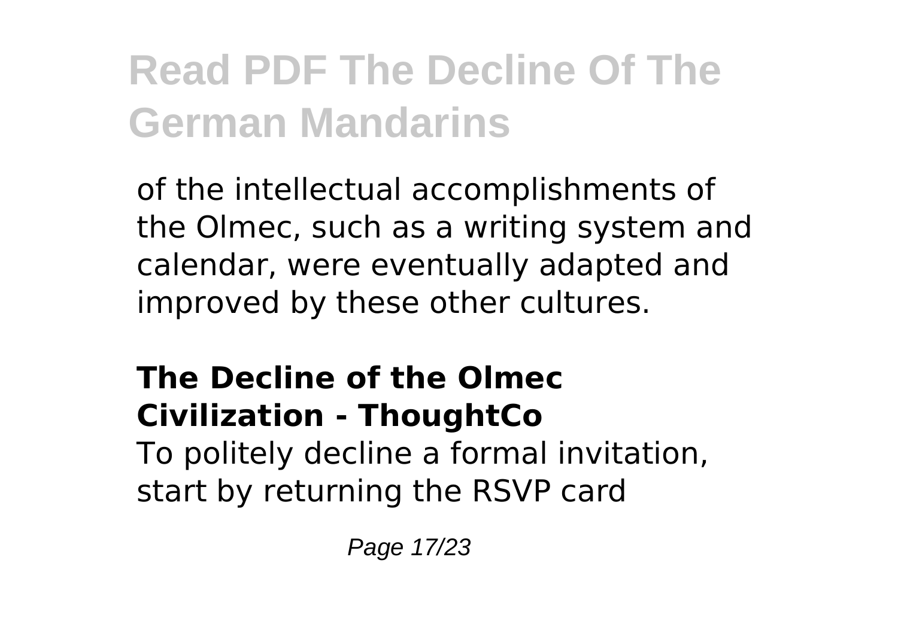of the intellectual accomplishments of the Olmec, such as a writing system and calendar, were eventually adapted and improved by these other cultures.

**The Decline of the Olmec Civilization - ThoughtCo**

To politely decline a formal invitation, start by returning the RSVP card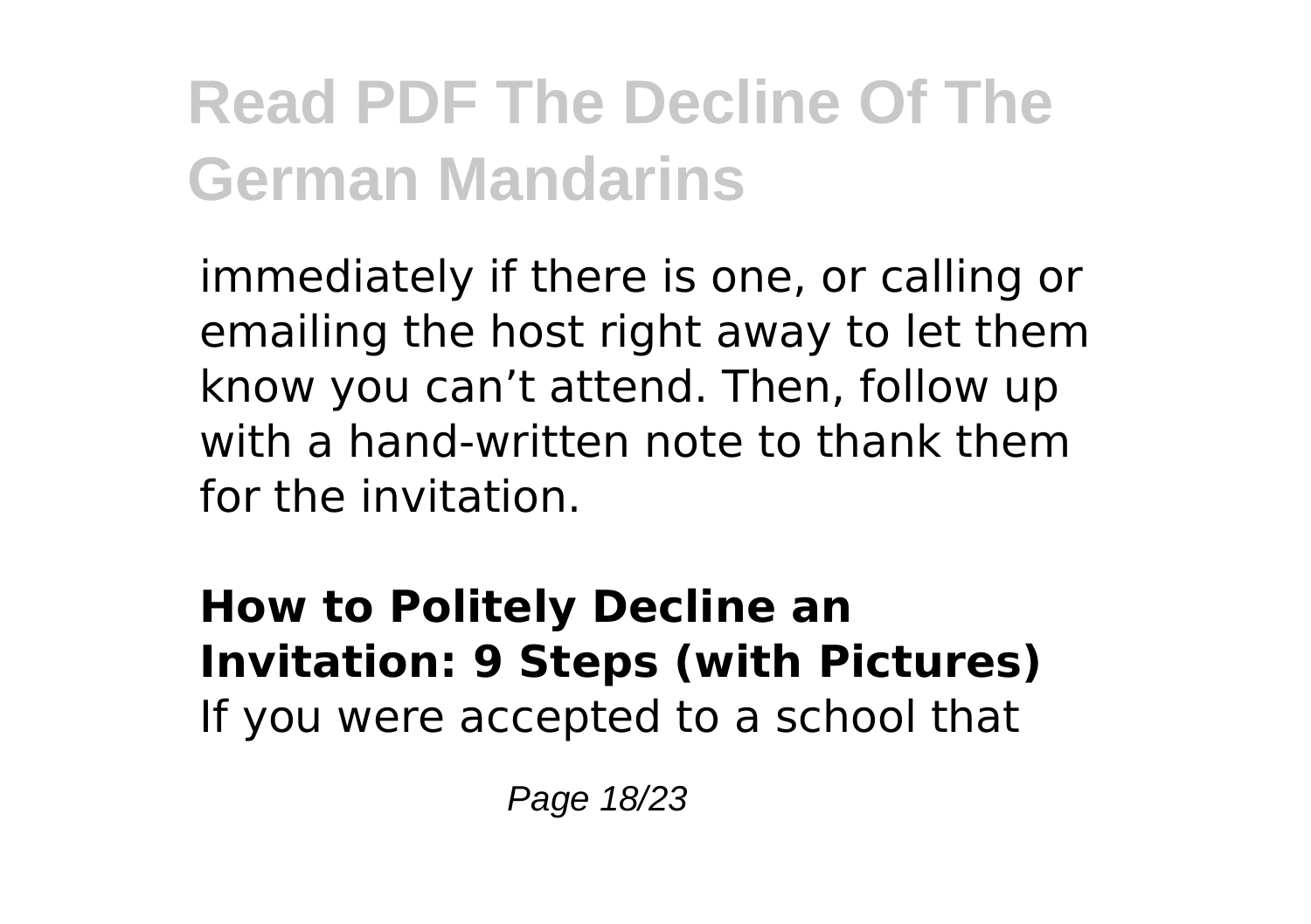immediately if there is one, or calling or emailing the host right away to let them know you can’t attend. Then, follow up with a hand-written note to thank them for the invitation.

**How to Politely Decline an Invitation: 9 Steps (with Pictures)**
If you were accepted to a school that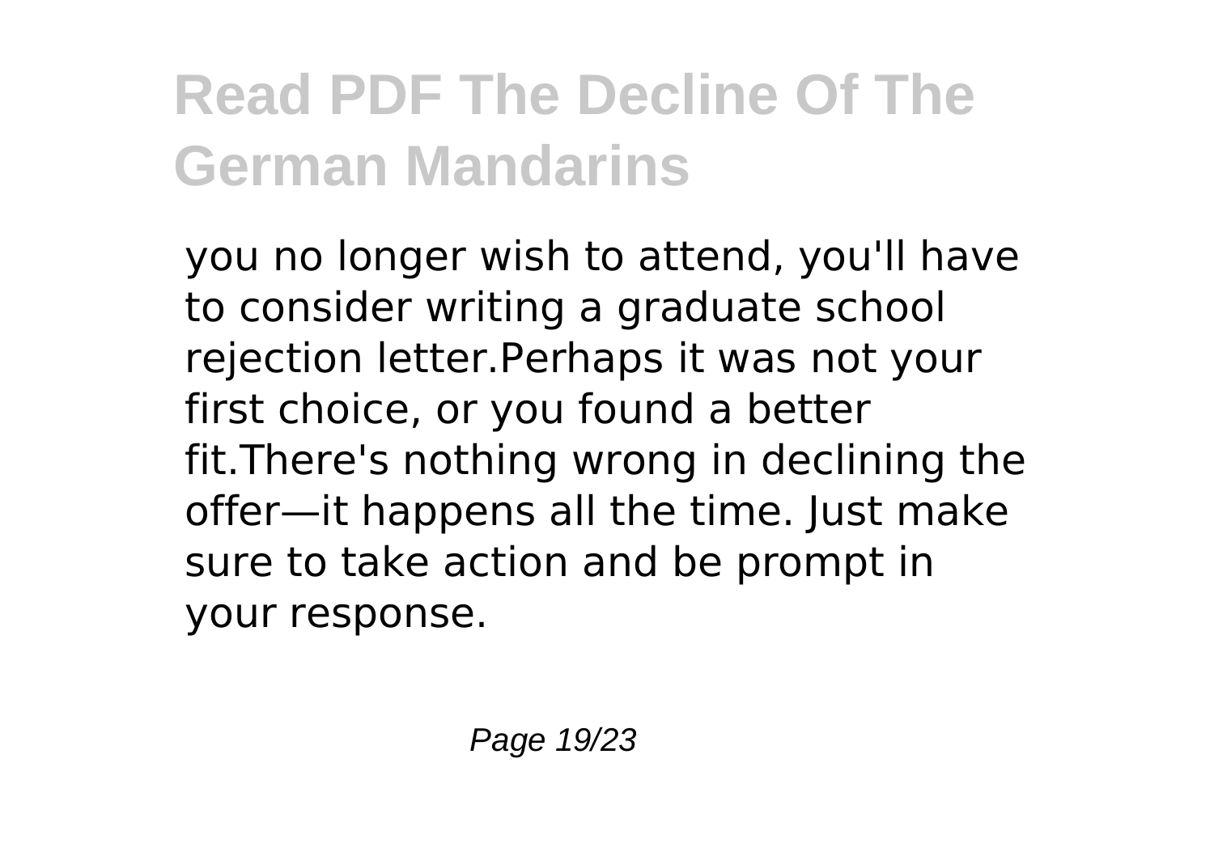you no longer wish to attend, you'll have to consider writing a graduate school rejection letter.Perhaps it was not your first choice, or you found a better fit.There's nothing wrong in declining the offer—it happens all the time. Just make sure to take action and be prompt in your response.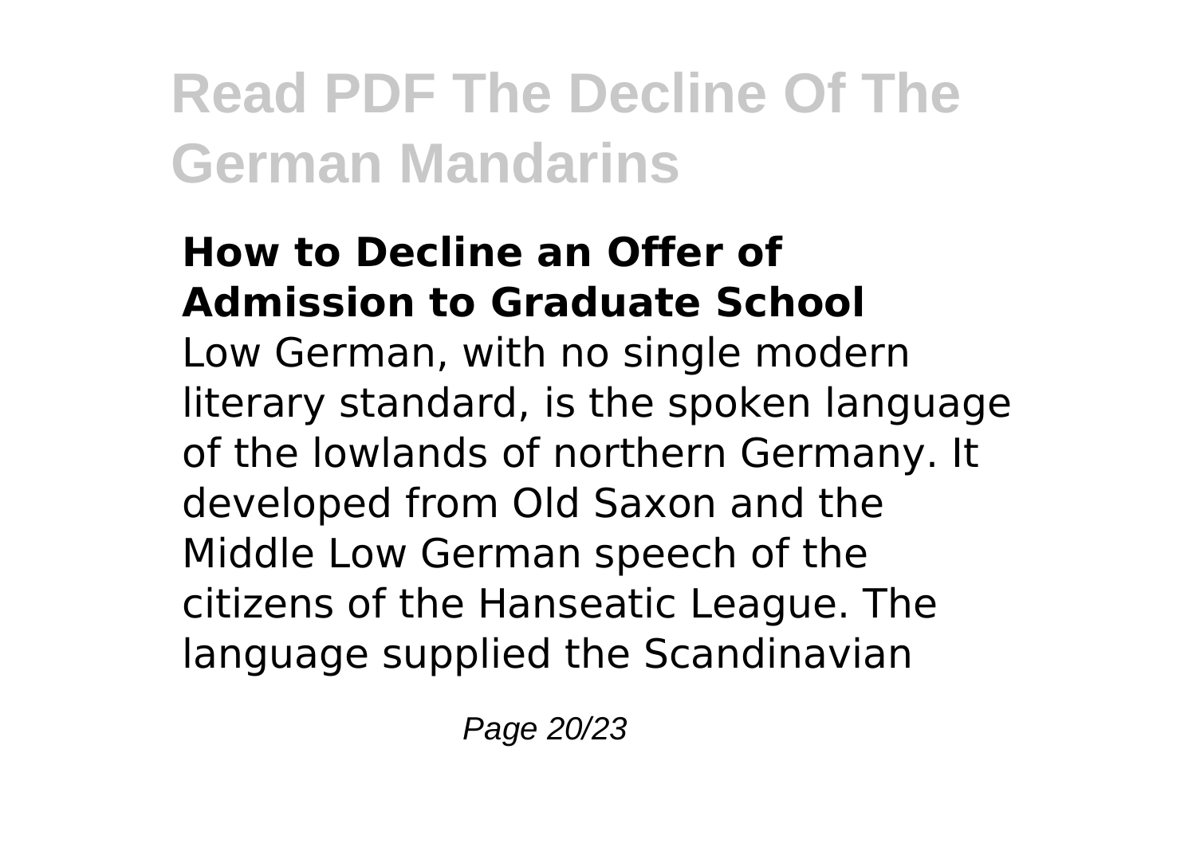### How to Decline an Offer of Admission to Graduate School

Low German, with no single modern literary standard, is the spoken language of the lowlands of northern Germany. It developed from Old Saxon and the Middle Low German speech of the citizens of the Hanseatic League. The language supplied the Scandinavian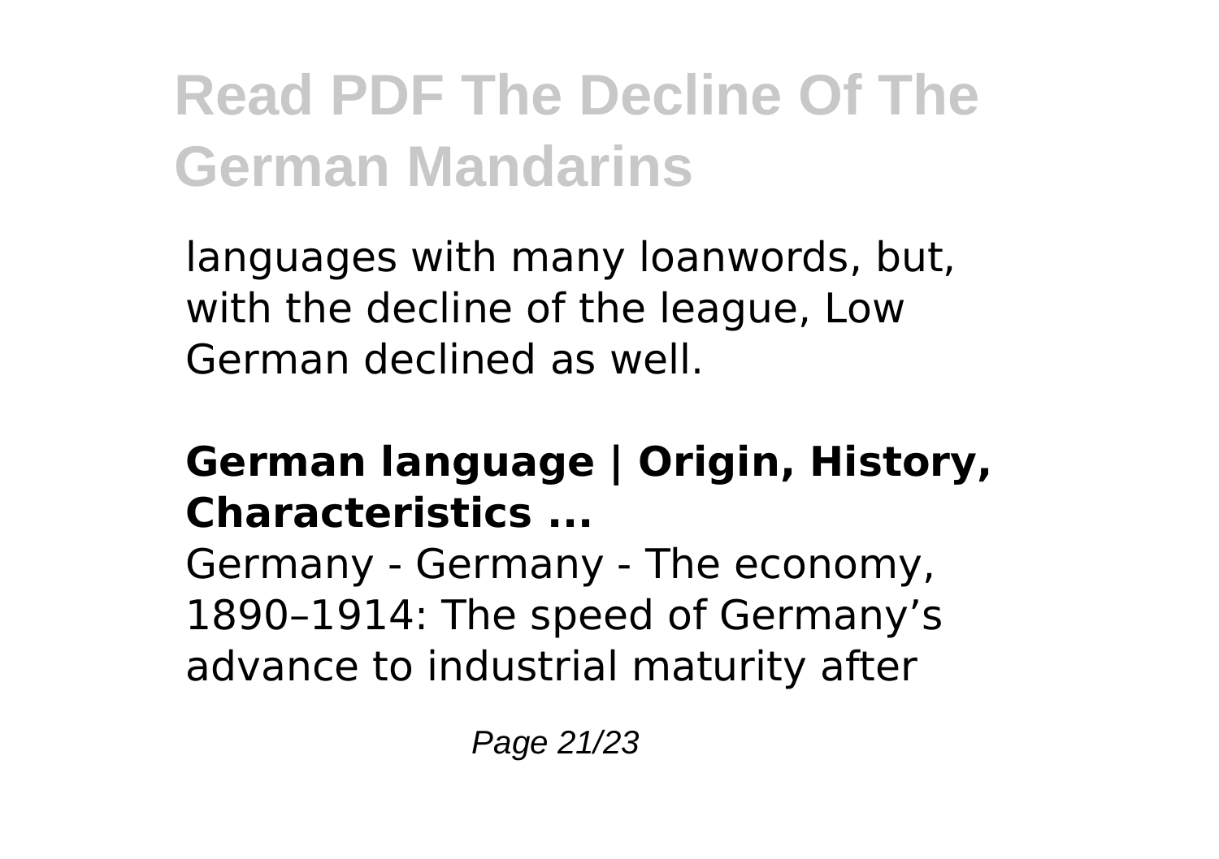languages with many loanwords, but, with the decline of the league, Low German declined as well.

### German language | Origin, History, Characteristics ...

Germany - Germany - The economy, 1890–1914: The speed of Germany's advance to industrial maturity after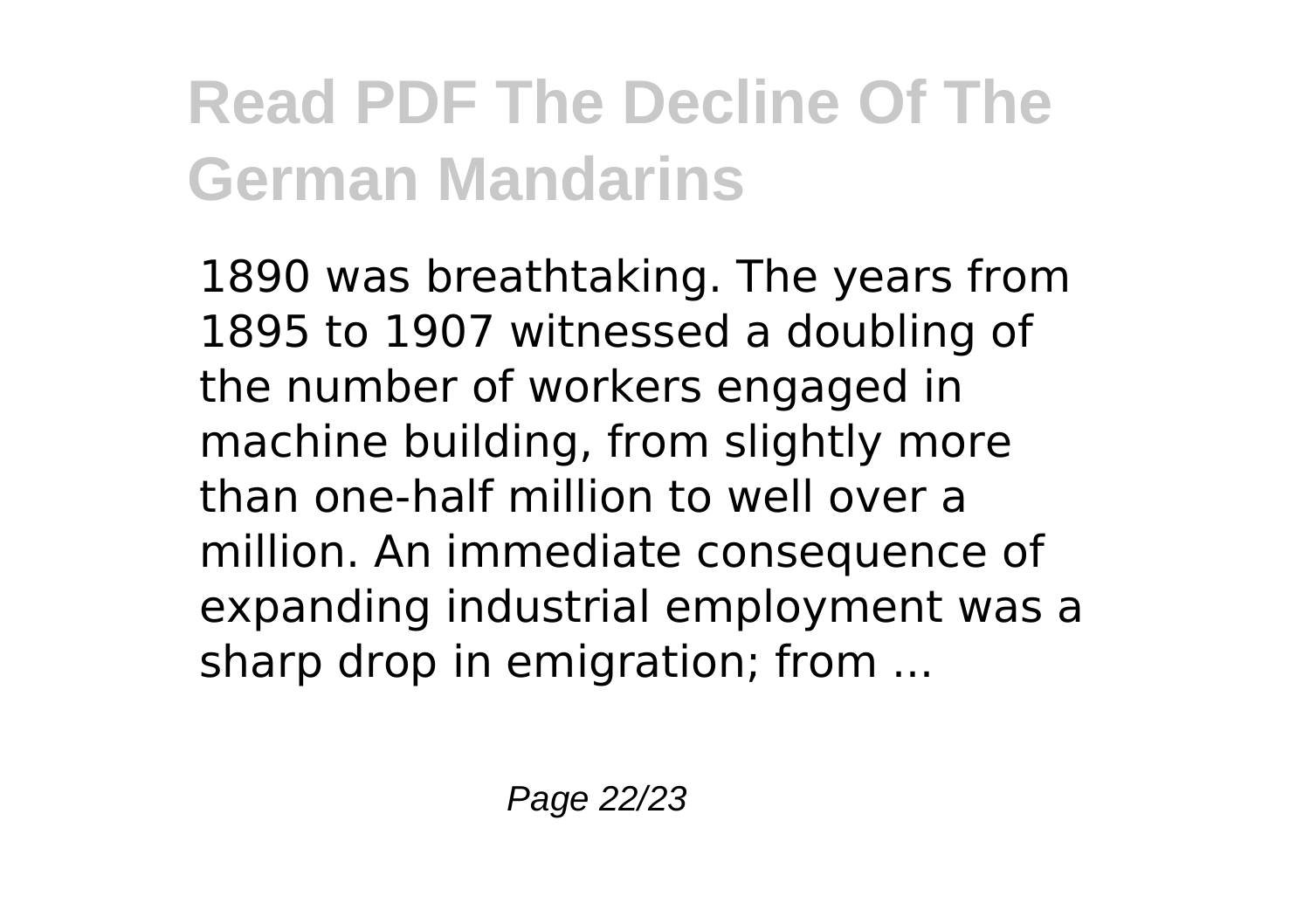1890 was breathtaking. The years from 1895 to 1907 witnessed a doubling of the number of workers engaged in machine building, from slightly more than one-half million to well over a million. An immediate consequence of expanding industrial employment was a sharp drop in emigration; from ...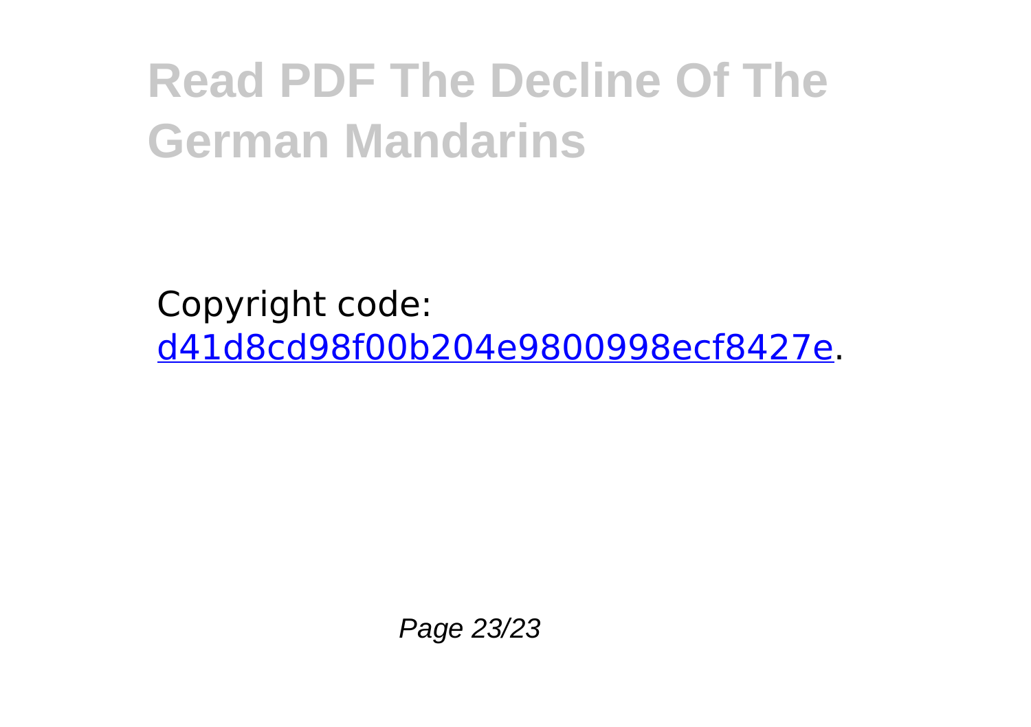Copyright code: d41d8cd98f00b204e9800998ecf8427e.